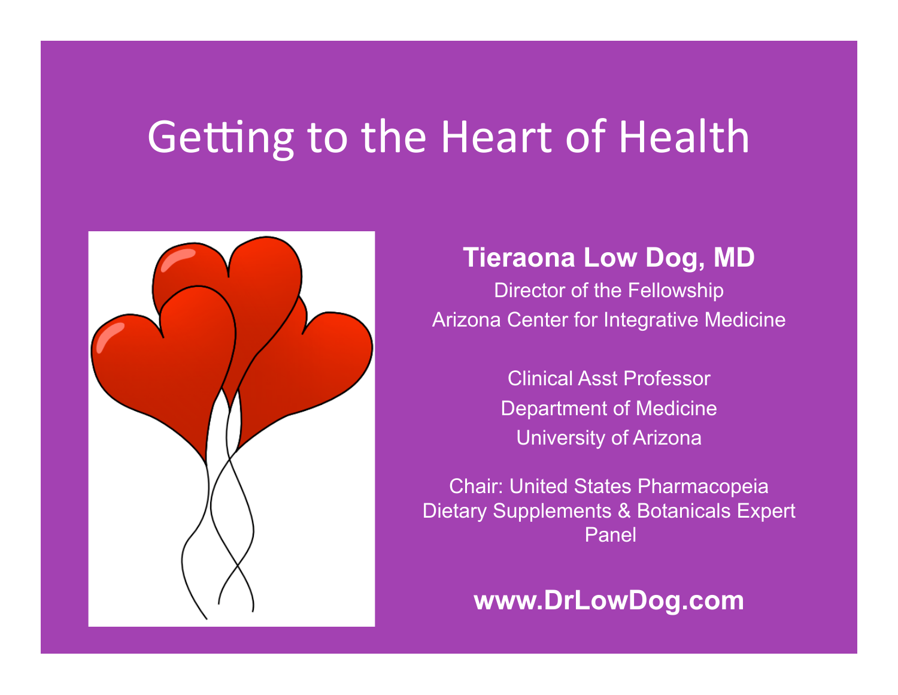# Getting to the Heart of Health

**Tieraona Low Dog, MD**

Director of the Fellowship
Arizona Center for Integrative Medicine

Clinical Asst Professor
Department of Medicine
University of Arizona

Chair: United States Pharmacopeia Dietary Supplements & Botanicals Expert Panel

**www.DrLowDog.com**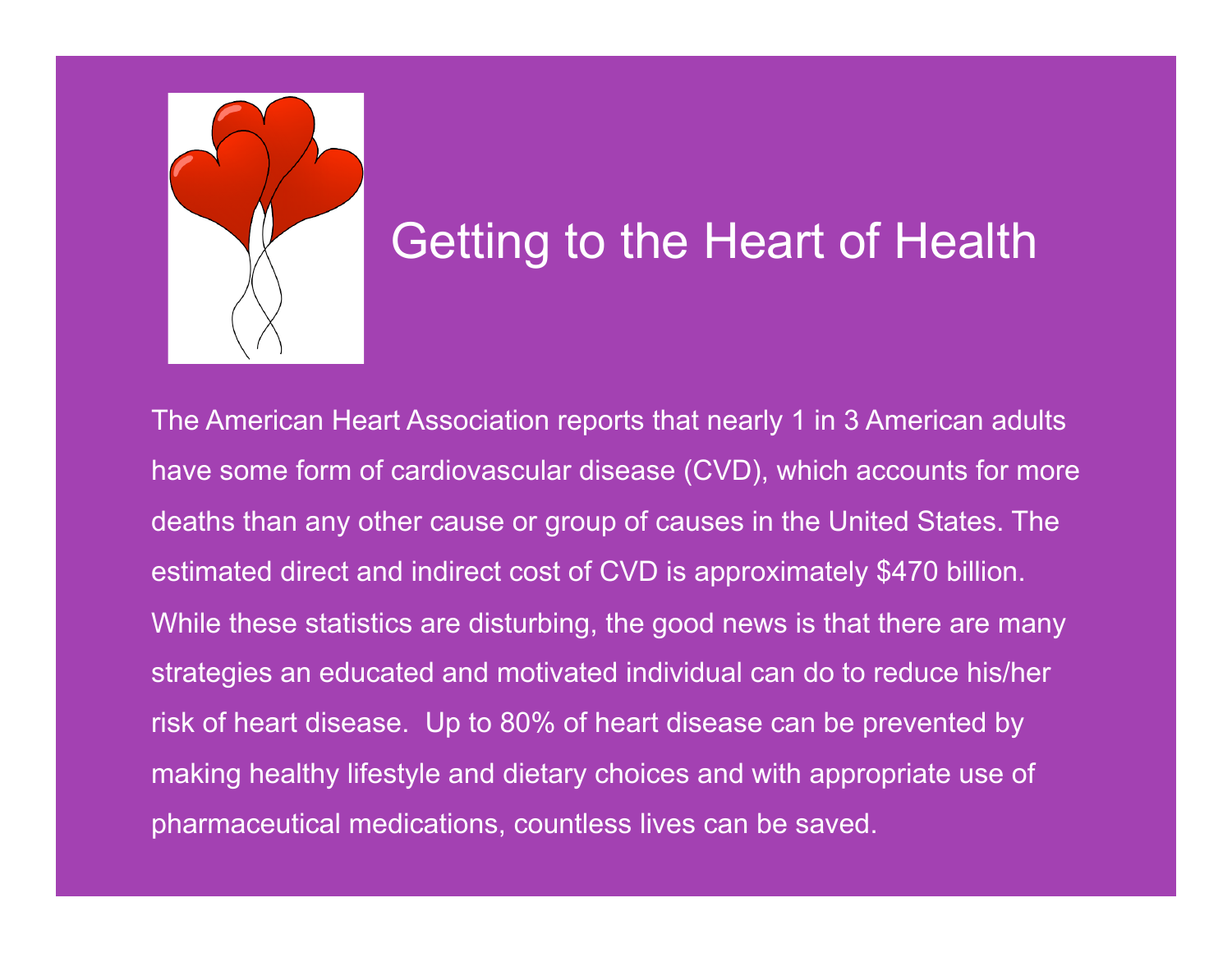# Getting to the Heart of Health

The American Heart Association reports that nearly 1 in 3 American adults have some form of cardiovascular disease (CVD), which accounts for more deaths than any other cause or group of causes in the United States. The estimated direct and indirect cost of CVD is approximately $470 billion. While these statistics are disturbing, the good news is that there are many strategies an educated and motivated individual can do to reduce his/her risk of heart disease. Up to 80% of heart disease can be prevented by making healthy lifestyle and dietary choices and with appropriate use of pharmaceutical medications, countless lives can be saved.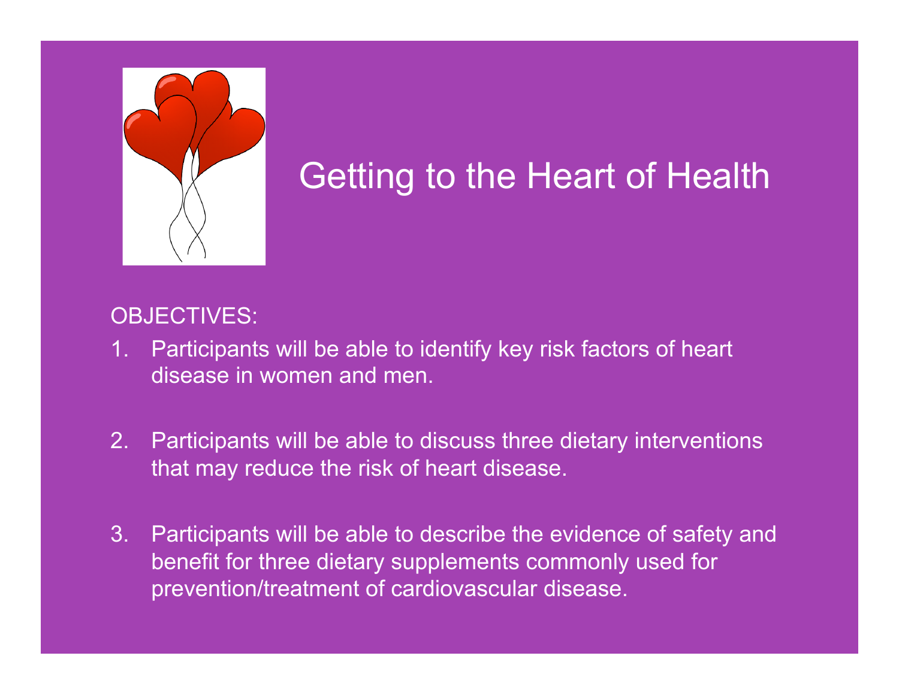# Getting to the Heart of Health

OBJECTIVES:

1. Participants will be able to identify key risk factors of heart disease in women and men.

2. Participants will be able to discuss three dietary interventions that may reduce the risk of heart disease.

3. Participants will be able to describe the evidence of safety and benefit for three dietary supplements commonly used for prevention/treatment of cardiovascular disease.